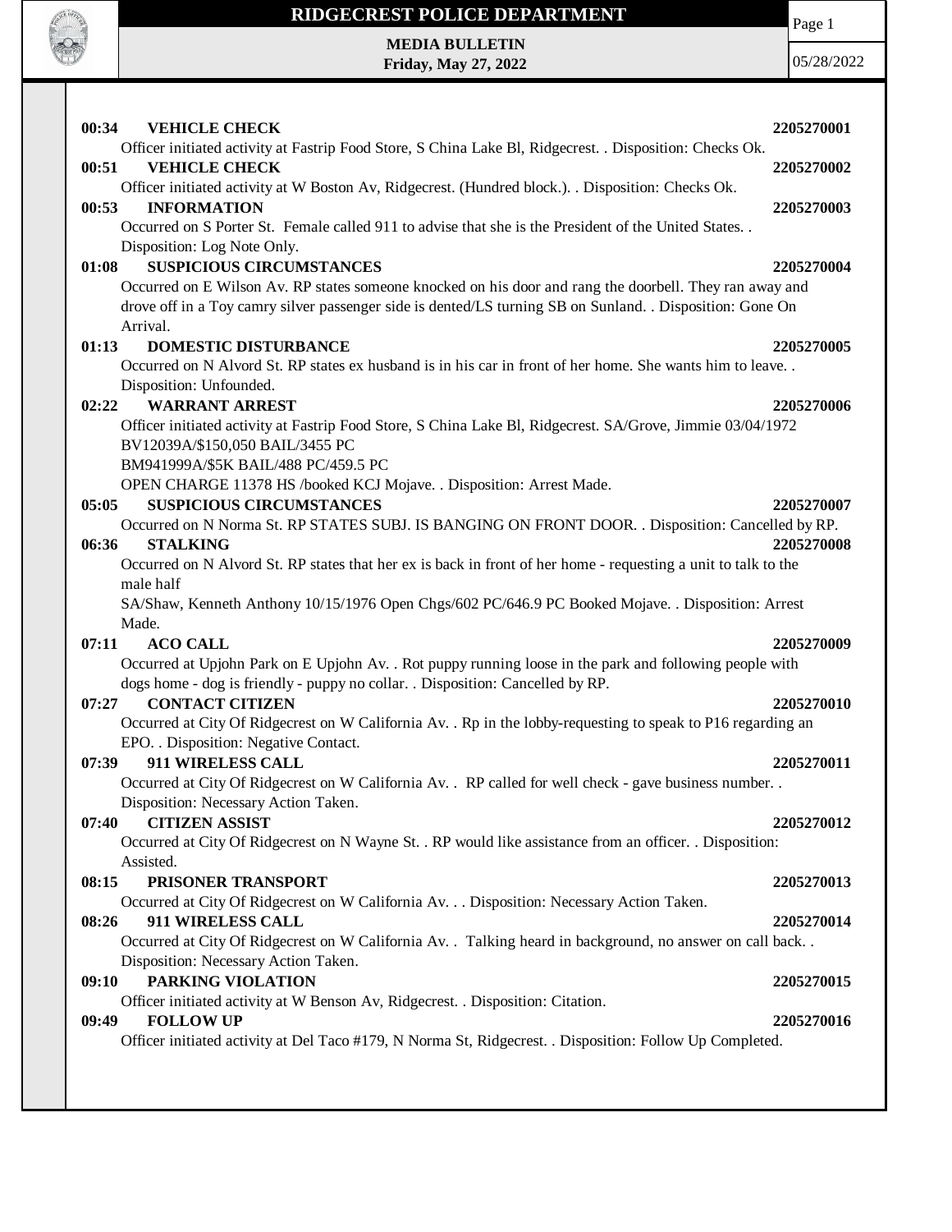# RIDGECREST POLICE DEPARTMENT

**MEDIA BULLETIN**
**Friday, May 27, 2022**

05/28/2022

**00:34 VEHICLE CHECK** **2205270001**
Officer initiated activity at Fastrip Food Store, S China Lake Bl, Ridgecrest. . Disposition: Checks Ok.

**00:51 VEHICLE CHECK** **2205270002**
Officer initiated activity at W Boston Av, Ridgecrest. (Hundred block.). . Disposition: Checks Ok.

**00:53 INFORMATION** **2205270003**
Occurred on S Porter St. Female called 911 to advise that she is the President of the United States. . Disposition: Log Note Only.

**01:08 SUSPICIOUS CIRCUMSTANCES** **2205270004**
Occurred on E Wilson Av. RP states someone knocked on his door and rang the doorbell. They ran away and drove off in a Toy camry silver passenger side is dented/LS turning SB on Sunland. . Disposition: Gone On Arrival.

**01:13 DOMESTIC DISTURBANCE** **2205270005**
Occurred on N Alvord St. RP states ex husband is in his car in front of her home. She wants him to leave. . Disposition: Unfounded.

**02:22 WARRANT ARREST** **2205270006**
Officer initiated activity at Fastrip Food Store, S China Lake Bl, Ridgecrest. SA/Grove, Jimmie 03/04/1972
BV12039A/$150,050 BAIL/3455 PC
BM941999A/$5K BAIL/488 PC/459.5 PC
OPEN CHARGE 11378 HS /booked KCJ Mojave. . Disposition: Arrest Made.

**05:05 SUSPICIOUS CIRCUMSTANCES** **2205270007**
Occurred on N Norma St. RP STATES SUBJ. IS BANGING ON FRONT DOOR. . Disposition: Cancelled by RP.

**06:36 STALKING** **2205270008**
Occurred on N Alvord St. RP states that her ex is back in front of her home - requesting a unit to talk to the male half
SA/Shaw, Kenneth Anthony 10/15/1976 Open Chgs/602 PC/646.9 PC Booked Mojave. . Disposition: Arrest Made.

**07:11 ACO CALL** **2205270009**
Occurred at Upjohn Park on E Upjohn Av. . Rot puppy running loose in the park and following people with dogs home - dog is friendly - puppy no collar. . Disposition: Cancelled by RP.

**07:27 CONTACT CITIZEN** **2205270010**
Occurred at City Of Ridgecrest on W California Av. . Rp in the lobby-requesting to speak to P16 regarding an EPO. . Disposition: Negative Contact.

**07:39 911 WIRELESS CALL** **2205270011**
Occurred at City Of Ridgecrest on W California Av. . RP called for well check - gave business number. . Disposition: Necessary Action Taken.

**07:40 CITIZEN ASSIST** **2205270012**
Occurred at City Of Ridgecrest on N Wayne St. . RP would like assistance from an officer. . Disposition: Assisted.

**08:15 PRISONER TRANSPORT** **2205270013**
Occurred at City Of Ridgecrest on W California Av. . . Disposition: Necessary Action Taken.

**08:26 911 WIRELESS CALL** **2205270014**
Occurred at City Of Ridgecrest on W California Av. . Talking heard in background, no answer on call back. . Disposition: Necessary Action Taken.

**09:10 PARKING VIOLATION** **2205270015**
Officer initiated activity at W Benson Av, Ridgecrest. . Disposition: Citation.

**09:49 FOLLOW UP** **2205270016**
Officer initiated activity at Del Taco #179, N Norma St, Ridgecrest. . Disposition: Follow Up Completed.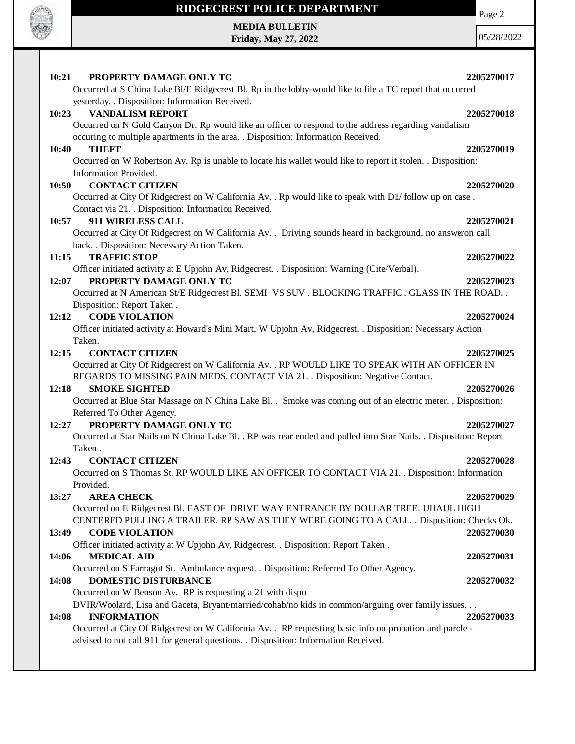**10:21 PROPERTY DAMAGE ONLY TC** **2205270017**

Occurred at S China Lake Bl/E Ridgecrest Bl. Rp in the lobby-would like to file a TC report that occurred yesterday. . Disposition: Information Received.

**10:23 VANDALISM REPORT** **2205270018**

Occurred on N Gold Canyon Dr. Rp would like an officer to respond to the address regarding vandalism occuring to multiple apartments in the area. . Disposition: Information Received.

**10:40 THEFT** **2205270019**

Occurred on W Robertson Av. Rp is unable to locate his wallet would like to report it stolen. . Disposition: Information Provided.

**10:50 CONTACT CITIZEN** **2205270020**

Occurred at City Of Ridgecrest on W California Av. . Rp would like to speak with D1/ follow up on case . Contact via 21. . Disposition: Information Received.

**10:57 911 WIRELESS CALL** **2205270021**

Occurred at City Of Ridgecrest on W California Av. . Driving sounds heard in background, no answeron call back. . Disposition: Necessary Action Taken.

**11:15 TRAFFIC STOP** **2205270022**

Officer initiated activity at E Upjohn Av, Ridgecrest. . Disposition: Warning (Cite/Verbal).

**12:07 PROPERTY DAMAGE ONLY TC** **2205270023**

Occurred at N American St/E Ridgecrest Bl. SEMI VS SUV . BLOCKING TRAFFIC . GLASS IN THE ROAD. . Disposition: Report Taken .

**12:12 CODE VIOLATION** **2205270024**

Officer initiated activity at Howard's Mini Mart, W Upjohn Av, Ridgecrest. . Disposition: Necessary Action Taken.

**12:15 CONTACT CITIZEN** **2205270025**

Occurred at City Of Ridgecrest on W California Av. . RP WOULD LIKE TO SPEAK WITH AN OFFICER IN REGARDS TO MISSING PAIN MEDS. CONTACT VIA 21. . Disposition: Negative Contact.

**12:18 SMOKE SIGHTED** **2205270026**

Occurred at Blue Star Massage on N China Lake Bl. . Smoke was coming out of an electric meter. . Disposition: Referred To Other Agency.

**12:27 PROPERTY DAMAGE ONLY TC** **2205270027**

Occurred at Star Nails on N China Lake Bl. . RP was rear ended and pulled into Star Nails. . Disposition: Report Taken .

**12:43 CONTACT CITIZEN** **2205270028**

Occurred on S Thomas St. RP WOULD LIKE AN OFFICER TO CONTACT VIA 21. . Disposition: Information Provided.

**13:27 AREA CHECK** **2205270029**

Occurred on E Ridgecrest Bl. EAST OF DRIVE WAY ENTRANCE BY DOLLAR TREE. UHAUL HIGH CENTERED PULLING A TRAILER. RP SAW AS THEY WERE GOING TO A CALL. . Disposition: Checks Ok.

**13:49 CODE VIOLATION** **2205270030**

Officer initiated activity at W Upjohn Av, Ridgecrest. . Disposition: Report Taken .

**14:06 MEDICAL AID** **2205270031**

Occurred on S Farragut St. Ambulance request. . Disposition: Referred To Other Agency.

**14:08 DOMESTIC DISTURBANCE** **2205270032**

Occurred on W Benson Av. RP is requesting a 21 with dispo
DVIR/Woolard, Lisa and Gaceta, Bryant/married/cohab/no kids in common/arguing over family issues. . .

**14:08 INFORMATION** **2205270033**

Occurred at City Of Ridgecrest on W California Av. . RP requesting basic info on probation and parole - advised to not call 911 for general questions. . Disposition: Information Received.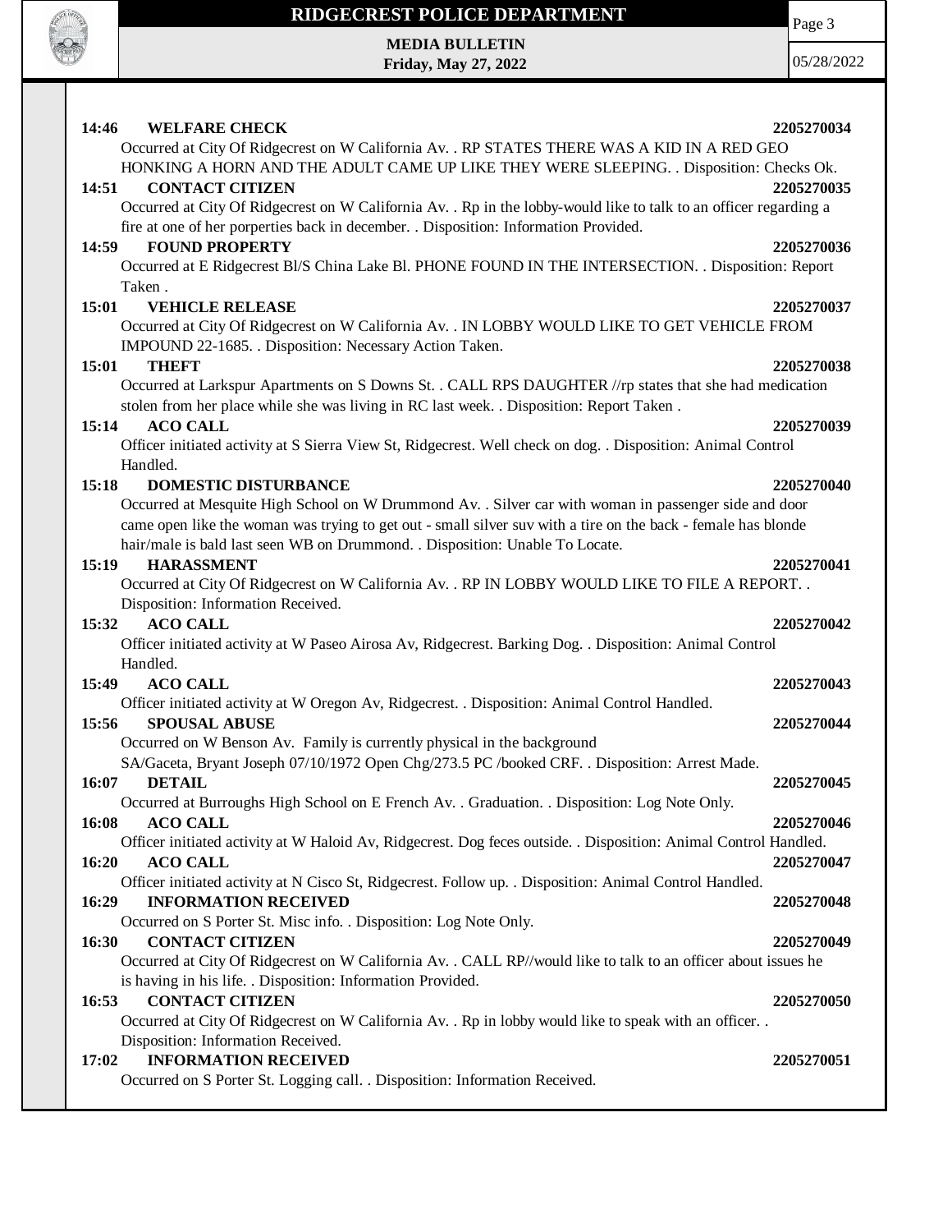**14:46 WELFARE CHECK 2205270034**

Occurred at City Of Ridgecrest on W California Av. . RP STATES THERE WAS A KID IN A RED GEO HONKING A HORN AND THE ADULT CAME UP LIKE THEY WERE SLEEPING. . Disposition: Checks Ok.

**14:51 CONTACT CITIZEN 2205270035**

Occurred at City Of Ridgecrest on W California Av. . Rp in the lobby-would like to talk to an officer regarding a fire at one of her porperties back in december. . Disposition: Information Provided.

**14:59 FOUND PROPERTY 2205270036**

Occurred at E Ridgecrest Bl/S China Lake Bl. PHONE FOUND IN THE INTERSECTION. . Disposition: Report Taken .

**15:01 VEHICLE RELEASE 2205270037**

Occurred at City Of Ridgecrest on W California Av. . IN LOBBY WOULD LIKE TO GET VEHICLE FROM IMPOUND 22-1685. . Disposition: Necessary Action Taken.

**15:01 THEFT 2205270038**

Occurred at Larkspur Apartments on S Downs St. . CALL RPS DAUGHTER //rp states that she had medication stolen from her place while she was living in RC last week. . Disposition: Report Taken .

**15:14 ACO CALL 2205270039**

Officer initiated activity at S Sierra View St, Ridgecrest. Well check on dog. . Disposition: Animal Control Handled.

**15:18 DOMESTIC DISTURBANCE 2205270040**

Occurred at Mesquite High School on W Drummond Av. . Silver car with woman in passenger side and door came open like the woman was trying to get out - small silver suv with a tire on the back - female has blonde hair/male is bald last seen WB on Drummond. . Disposition: Unable To Locate.

**15:19 HARASSMENT 2205270041**

Occurred at City Of Ridgecrest on W California Av. . RP IN LOBBY WOULD LIKE TO FILE A REPORT. . Disposition: Information Received.

**15:32 ACO CALL 2205270042**

Officer initiated activity at W Paseo Airosa Av, Ridgecrest. Barking Dog. . Disposition: Animal Control Handled.

**15:49 ACO CALL 2205270043**

Officer initiated activity at W Oregon Av, Ridgecrest. . Disposition: Animal Control Handled.

**15:56 SPOUSAL ABUSE 2205270044**

Occurred on W Benson Av. Family is currently physical in the background
SA/Gaceta, Bryant Joseph 07/10/1972 Open Chg/273.5 PC /booked CRF. . Disposition: Arrest Made.

**16:07 DETAIL 2205270045**

Occurred at Burroughs High School on E French Av. . Graduation. . Disposition: Log Note Only.

**16:08 ACO CALL 2205270046**

Officer initiated activity at W Haloid Av, Ridgecrest. Dog feces outside. . Disposition: Animal Control Handled.

**16:20 ACO CALL 2205270047**

Officer initiated activity at N Cisco St, Ridgecrest. Follow up. . Disposition: Animal Control Handled.

**16:29 INFORMATION RECEIVED 2205270048**

Occurred on S Porter St. Misc info. . Disposition: Log Note Only.

**16:30 CONTACT CITIZEN 2205270049**

Occurred at City Of Ridgecrest on W California Av. . CALL RP//would like to talk to an officer about issues he is having in his life. . Disposition: Information Provided.

**16:53 CONTACT CITIZEN 2205270050**

Occurred at City Of Ridgecrest on W California Av. . Rp in lobby would like to speak with an officer. . Disposition: Information Received.

**17:02 INFORMATION RECEIVED 2205270051**

Occurred on S Porter St. Logging call. . Disposition: Information Received.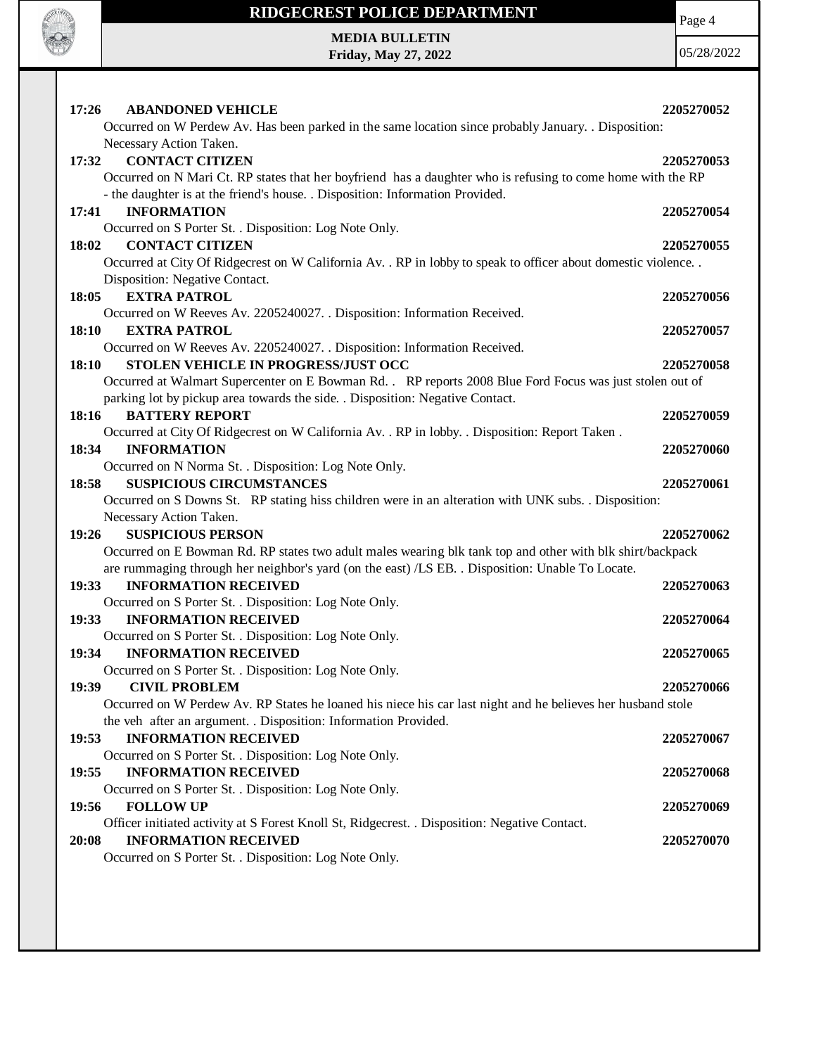**17:26 ABANDONED VEHICLE** **2205270052**

Occurred on W Perdew Av. Has been parked in the same location since probably January. . Disposition: Necessary Action Taken.

**17:32 CONTACT CITIZEN** **2205270053**

Occurred on N Mari Ct. RP states that her boyfriend has a daughter who is refusing to come home with the RP - the daughter is at the friend's house. . Disposition: Information Provided.

**17:41 INFORMATION** **2205270054**

Occurred on S Porter St. . Disposition: Log Note Only.

**18:02 CONTACT CITIZEN** **2205270055**

Occurred at City Of Ridgecrest on W California Av. . RP in lobby to speak to officer about domestic violence. . Disposition: Negative Contact.

**18:05 EXTRA PATROL** **2205270056**

Occurred on W Reeves Av. 2205240027. . Disposition: Information Received.

**18:10 EXTRA PATROL** **2205270057**

Occurred on W Reeves Av. 2205240027. . Disposition: Information Received.

**18:10 STOLEN VEHICLE IN PROGRESS/JUST OCC** **2205270058**

Occurred at Walmart Supercenter on E Bowman Rd. . RP reports 2008 Blue Ford Focus was just stolen out of parking lot by pickup area towards the side. . Disposition: Negative Contact.

**18:16 BATTERY REPORT** **2205270059**

Occurred at City Of Ridgecrest on W California Av. . RP in lobby. . Disposition: Report Taken .

**18:34 INFORMATION** **2205270060**

Occurred on N Norma St. . Disposition: Log Note Only.

**18:58 SUSPICIOUS CIRCUMSTANCES** **2205270061**

Occurred on S Downs St. RP stating hiss children were in an alteration with UNK subs. . Disposition: Necessary Action Taken.

**19:26 SUSPICIOUS PERSON** **2205270062**

Occurred on E Bowman Rd. RP states two adult males wearing blk tank top and other with blk shirt/backpack are rummaging through her neighbor's yard (on the east) /LS EB. . Disposition: Unable To Locate.

**19:33 INFORMATION RECEIVED** **2205270063**

Occurred on S Porter St. . Disposition: Log Note Only.

**19:33 INFORMATION RECEIVED** **2205270064**

Occurred on S Porter St. . Disposition: Log Note Only.

**19:34 INFORMATION RECEIVED** **2205270065**

Occurred on S Porter St. . Disposition: Log Note Only.

**19:39 CIVIL PROBLEM** **2205270066**

Occurred on W Perdew Av. RP States he loaned his niece his car last night and he believes her husband stole the veh after an argument. . Disposition: Information Provided.

**19:53 INFORMATION RECEIVED** **2205270067**

Occurred on S Porter St. . Disposition: Log Note Only.

**19:55 INFORMATION RECEIVED** **2205270068**

Occurred on S Porter St. . Disposition: Log Note Only.

**19:56 FOLLOW UP** **2205270069**

Officer initiated activity at S Forest Knoll St, Ridgecrest. . Disposition: Negative Contact.

**20:08 INFORMATION RECEIVED** **2205270070**

Occurred on S Porter St. . Disposition: Log Note Only.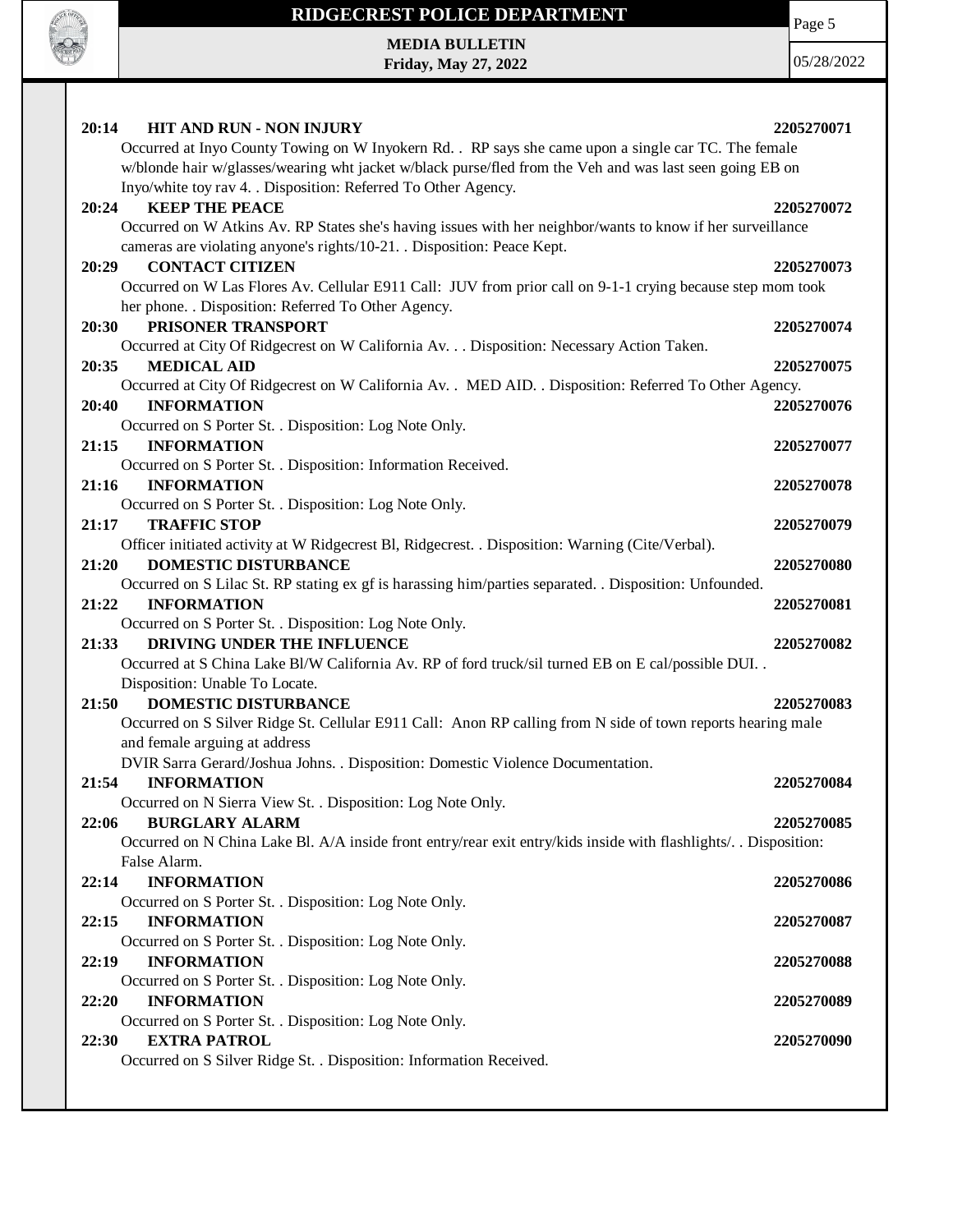**20:14 HIT AND RUN - NON INJURY** **2205270071**
Occurred at Inyo County Towing on W Inyokern Rd. . RP says she came upon a single car TC. The female w/blonde hair w/glasses/wearing wht jacket w/black purse/fled from the Veh and was last seen going EB on Inyo/white toy rav 4. . Disposition: Referred To Other Agency.

**20:24 KEEP THE PEACE** **2205270072**
Occurred on W Atkins Av. RP States she's having issues with her neighbor/wants to know if her surveillance cameras are violating anyone's rights/10-21. . Disposition: Peace Kept.

**20:29 CONTACT CITIZEN** **2205270073**
Occurred on W Las Flores Av. Cellular E911 Call: JUV from prior call on 9-1-1 crying because step mom took her phone. . Disposition: Referred To Other Agency.

**20:30 PRISONER TRANSPORT** **2205270074**
Occurred at City Of Ridgecrest on W California Av. . . Disposition: Necessary Action Taken.

**20:35 MEDICAL AID** **2205270075**
Occurred at City Of Ridgecrest on W California Av. . MED AID. . Disposition: Referred To Other Agency.

**20:40 INFORMATION** **2205270076**
Occurred on S Porter St. . Disposition: Log Note Only.

**21:15 INFORMATION** **2205270077**
Occurred on S Porter St. . Disposition: Information Received.

**21:16 INFORMATION** **2205270078**
Occurred on S Porter St. . Disposition: Log Note Only.

**21:17 TRAFFIC STOP** **2205270079**
Officer initiated activity at W Ridgecrest Bl, Ridgecrest. . Disposition: Warning (Cite/Verbal).

**21:20 DOMESTIC DISTURBANCE** **2205270080**
Occurred on S Lilac St. RP stating ex gf is harassing him/parties separated. . Disposition: Unfounded.

**21:22 INFORMATION** **2205270081**
Occurred on S Porter St. . Disposition: Log Note Only.

**21:33 DRIVING UNDER THE INFLUENCE** **2205270082**
Occurred at S China Lake Bl/W California Av. RP of ford truck/sil turned EB on E cal/possible DUI. . Disposition: Unable To Locate.

**21:50 DOMESTIC DISTURBANCE** **2205270083**
Occurred on S Silver Ridge St. Cellular E911 Call: Anon RP calling from N side of town reports hearing male and female arguing at address
DVIR Sarra Gerard/Joshua Johns. . Disposition: Domestic Violence Documentation.

**21:54 INFORMATION** **2205270084**
Occurred on N Sierra View St. . Disposition: Log Note Only.

**22:06 BURGLARY ALARM** **2205270085**
Occurred on N China Lake Bl. A/A inside front entry/rear exit entry/kids inside with flashlights/. . Disposition: False Alarm.

**22:14 INFORMATION** **2205270086**
Occurred on S Porter St. . Disposition: Log Note Only.

**22:15 INFORMATION** **2205270087**
Occurred on S Porter St. . Disposition: Log Note Only.

**22:19 INFORMATION** **2205270088**
Occurred on S Porter St. . Disposition: Log Note Only.

**22:20 INFORMATION** **2205270089**
Occurred on S Porter St. . Disposition: Log Note Only.

**22:30 EXTRA PATROL** **2205270090**
Occurred on S Silver Ridge St. . Disposition: Information Received.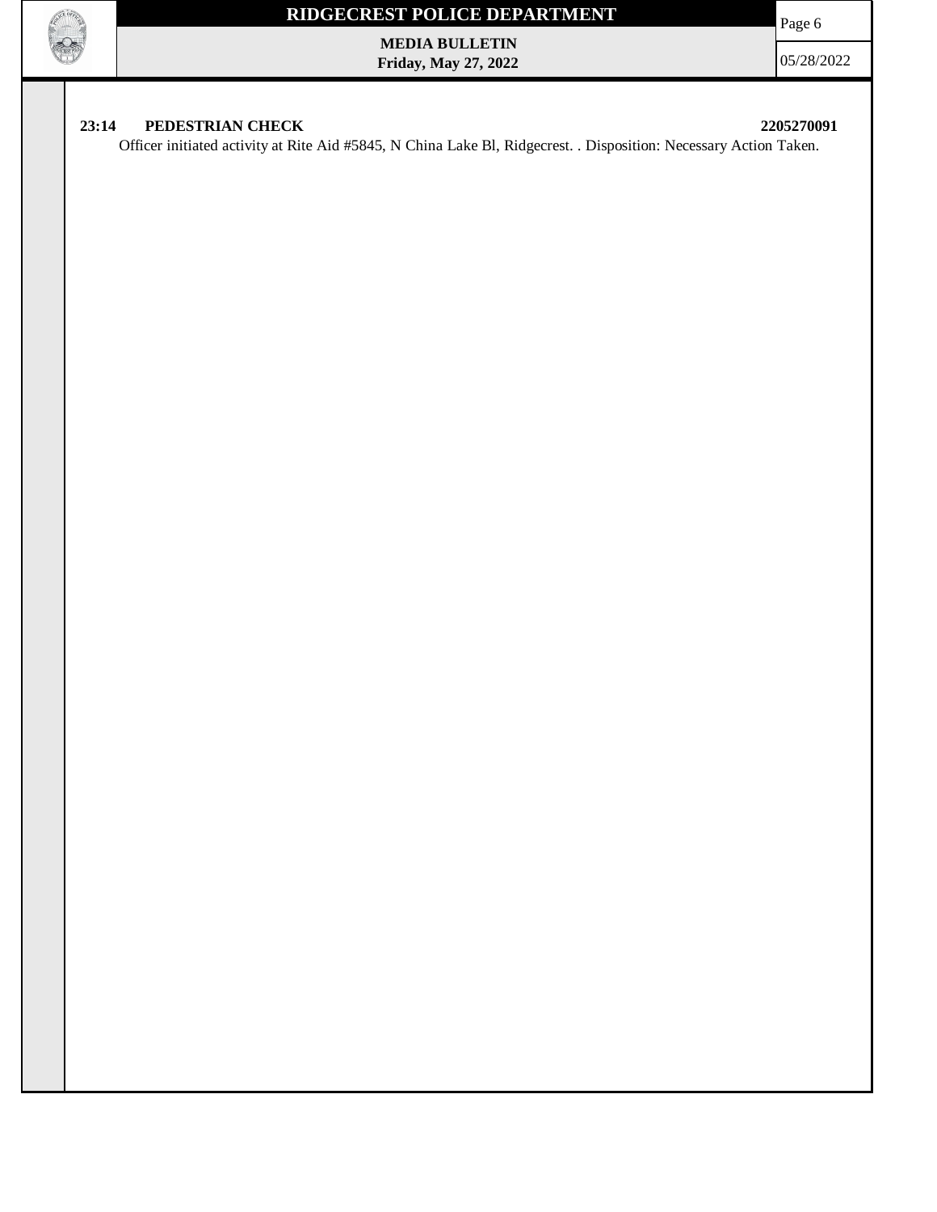**23:14 PEDESTRIAN CHECK** **2205270091**

Officer initiated activity at Rite Aid #5845, N China Lake Bl, Ridgecrest. . Disposition: Necessary Action Taken.